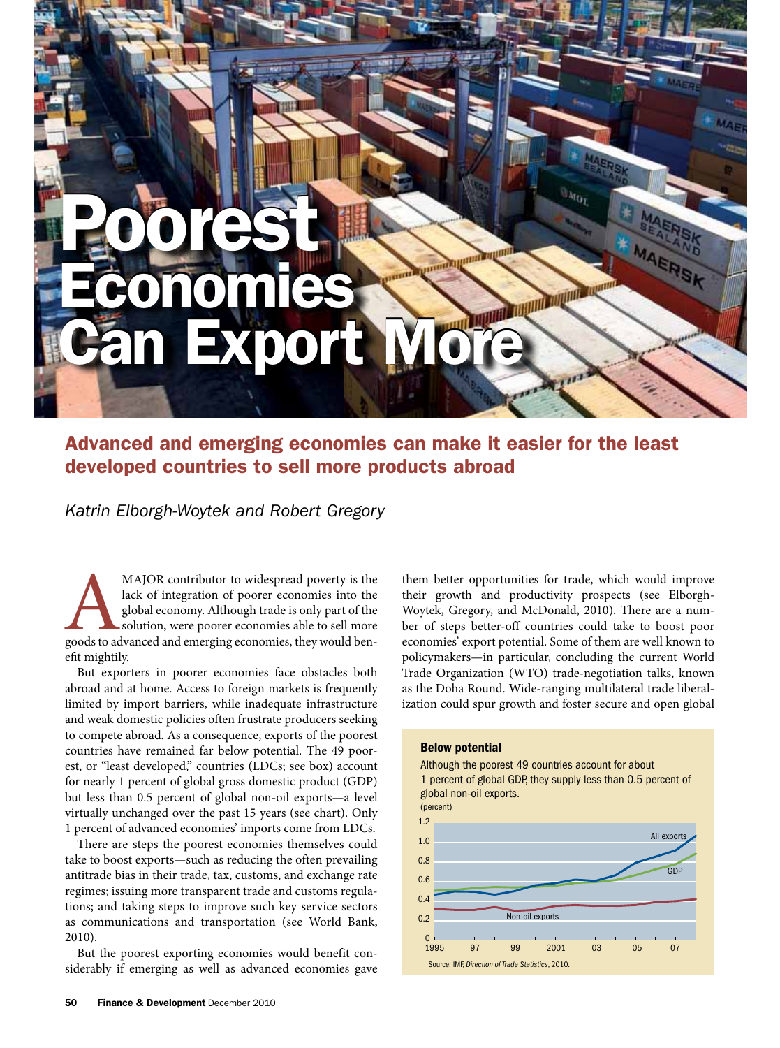# Poorest Economies Can Export More

## Advanced and emerging economies can make it easier for the least developed countries to sell more products abroad

*Katrin Elborgh-Woytek and Robert Gregory*

A MAJOR contributor to widespread poverty is the lack of integration of poorer economies into the global economy. Although trade is only part of the solution, were poorer economies able to sell more goods to advanced and emerging economies, they would benefit mightily.

But exporters in poorer economies face obstacles both abroad and at home. Access to foreign markets is frequently limited by import barriers, while inadequate infrastructure and weak domestic policies often frustrate producers seeking to compete abroad. As a consequence, exports of the poorest countries have remained far below potential. The 49 poorest, or "least developed," countries (LDCs; see box) account for nearly 1 percent of global gross domestic product (GDP) but less than 0.5 percent of global non-oil exports—a level virtually unchanged over the past 15 years (see chart). Only 1 percent of advanced economies' imports come from LDCs.

There are steps the poorest economies themselves could take to boost exports—such as reducing the often prevailing antitrade bias in their trade, tax, customs, and exchange rate regimes; issuing more transparent trade and customs regulations; and taking steps to improve such key service sectors as communications and transportation (see World Bank, 2010).

But the poorest exporting economies would benefit considerably if emerging as well as advanced economies gave them better opportunities for trade, which would improve their growth and productivity prospects (see Elborgh-Woytek, Gregory, and McDonald, 2010). There are a number of steps better-off countries could take to boost poor economies' export potential. Some of them are well known to policymakers—in particular, concluding the current World Trade Organization (WTO) trade-negotiation talks, known as the Doha Round. Wide-ranging multilateral trade liberalization could spur growth and foster secure and open global

**Below potential**

Although the poorest 49 countries account for about 1 percent of global GDP, they supply less than 0.5 percent of global non-oil exports.

(percent)

Source: IMF, *Direction of Trade Statistics*, 2010.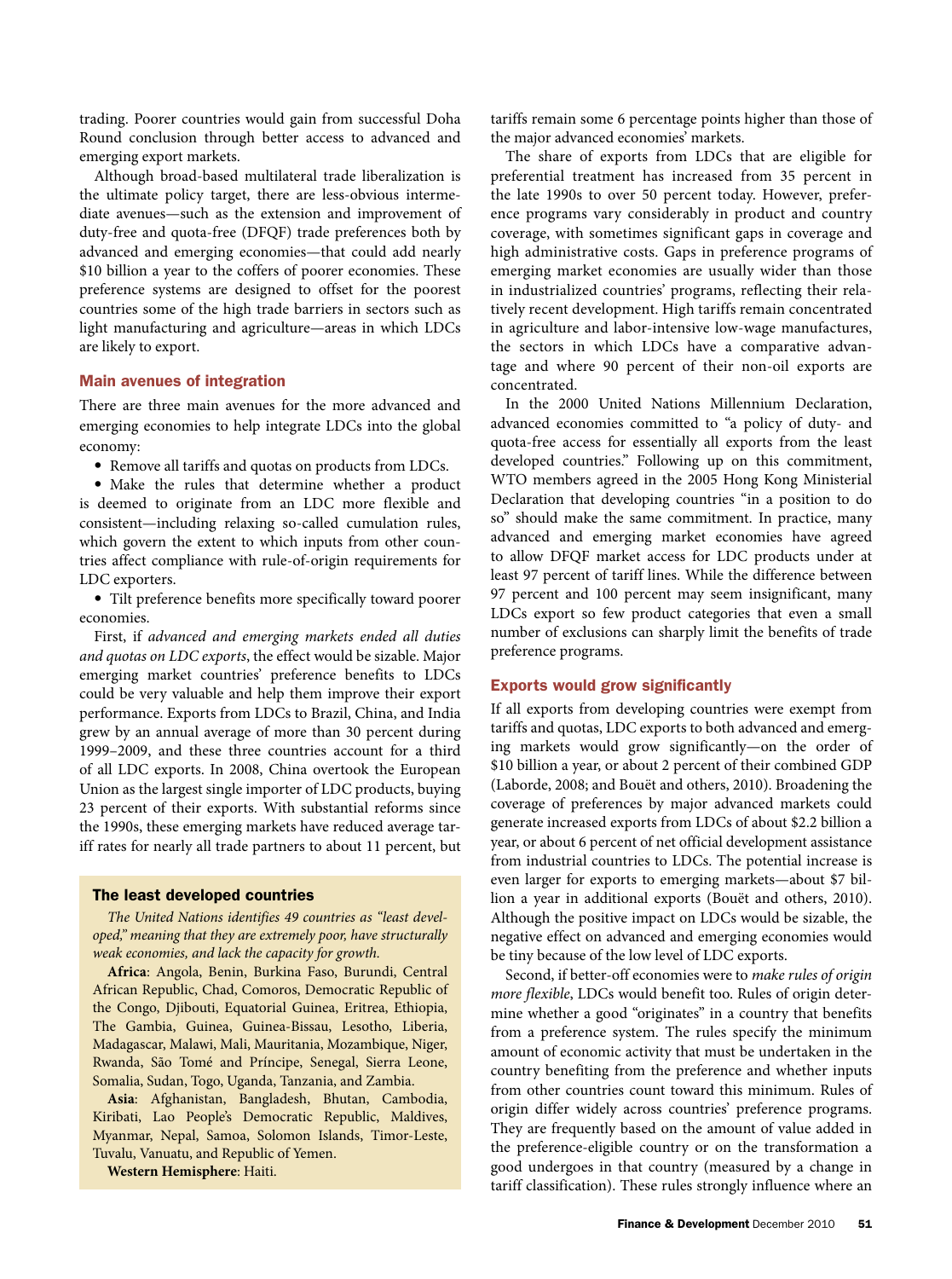trading. Poorer countries would gain from successful Doha Round conclusion through better access to advanced and emerging export markets.

Although broad-based multilateral trade liberalization is the ultimate policy target, there are less-obvious intermediate avenues—such as the extension and improvement of duty-free and quota-free (DFQF) trade preferences both by advanced and emerging economies—that could add nearly $10 billion a year to the coffers of poorer economies. These preference systems are designed to offset for the poorest countries some of the high trade barriers in sectors such as light manufacturing and agriculture—areas in which LDCs are likely to export.

## Main avenues of integration

There are three main avenues for the more advanced and emerging economies to help integrate LDCs into the global economy:

- Remove all tariffs and quotas on products from LDCs.
- Make the rules that determine whether a product is deemed to originate from an LDC more flexible and consistent—including relaxing so-called cumulation rules, which govern the extent to which inputs from other countries affect compliance with rule-of-origin requirements for LDC exporters.
- Tilt preference benefits more specifically toward poorer economies.

First, if *advanced and emerging markets ended all duties and quotas on LDC exports*, the effect would be sizable. Major emerging market countries' preference benefits to LDCs could be very valuable and help them improve their export performance. Exports from LDCs to Brazil, China, and India grew by an annual average of more than 30 percent during 1999–2009, and these three countries account for a third of all LDC exports. In 2008, China overtook the European Union as the largest single importer of LDC products, buying 23 percent of their exports. With substantial reforms since the 1990s, these emerging markets have reduced average tariff rates for nearly all trade partners to about 11 percent, but tariffs remain some 6 percentage points higher than those of the major advanced economies' markets.

The share of exports from LDCs that are eligible for preferential treatment has increased from 35 percent in the late 1990s to over 50 percent today. However, preference programs vary considerably in product and country coverage, with sometimes significant gaps in coverage and high administrative costs. Gaps in preference programs of emerging market economies are usually wider than those in industrialized countries' programs, reflecting their relatively recent development. High tariffs remain concentrated in agriculture and labor-intensive low-wage manufactures, the sectors in which LDCs have a comparative advantage and where 90 percent of their non-oil exports are concentrated.

In the 2000 United Nations Millennium Declaration, advanced economies committed to "a policy of duty- and quota-free access for essentially all exports from the least developed countries." Following up on this commitment, WTO members agreed in the 2005 Hong Kong Ministerial Declaration that developing countries "in a position to do so" should make the same commitment. In practice, many advanced and emerging market economies have agreed to allow DFQF market access for LDC products under at least 97 percent of tariff lines. While the difference between 97 percent and 100 percent may seem insignificant, many LDCs export so few product categories that even a small number of exclusions can sharply limit the benefits of trade preference programs.

## Exports would grow significantly

If all exports from developing countries were exempt from tariffs and quotas, LDC exports to both advanced and emerging markets would grow significantly—on the order of $10 billion a year, or about 2 percent of their combined GDP (Laborde, 2008; and Bouët and others, 2010). Broadening the coverage of preferences by major advanced markets could generate increased exports from LDCs of about $2.2 billion a year, or about 6 percent of net official development assistance from industrial countries to LDCs. The potential increase is even larger for exports to emerging markets—about $7 billion a year in additional exports (Bouët and others, 2010). Although the positive impact on LDCs would be sizable, the negative effect on advanced and emerging economies would be tiny because of the low level of LDC exports.

Second, if better-off economies were to *make rules of origin more flexible*, LDCs would benefit too. Rules of origin determine whether a good "originates" in a country that benefits from a preference system. The rules specify the minimum amount of economic activity that must be undertaken in the country benefiting from the preference and whether inputs from other countries count toward this minimum. Rules of origin differ widely across countries' preference programs. They are frequently based on the amount of value added in the preference-eligible country or on the transformation a good undergoes in that country (measured by a change in tariff classification). These rules strongly influence where an

### The least developed countries

*The United Nations identifies 49 countries as "least developed," meaning that they are extremely poor, have structurally weak economies, and lack the capacity for growth.*

**Africa**: Angola, Benin, Burkina Faso, Burundi, Central African Republic, Chad, Comoros, Democratic Republic of the Congo, Djibouti, Equatorial Guinea, Eritrea, Ethiopia, The Gambia, Guinea, Guinea-Bissau, Lesotho, Liberia, Madagascar, Malawi, Mali, Mauritania, Mozambique, Niger, Rwanda, São Tomé and Príncipe, Senegal, Sierra Leone, Somalia, Sudan, Togo, Uganda, Tanzania, and Zambia.

**Asia**: Afghanistan, Bangladesh, Bhutan, Cambodia, Kiribati, Lao People's Democratic Republic, Maldives, Myanmar, Nepal, Samoa, Solomon Islands, Timor-Leste, Tuvalu, Vanuatu, and Republic of Yemen.

**Western Hemisphere**: Haiti.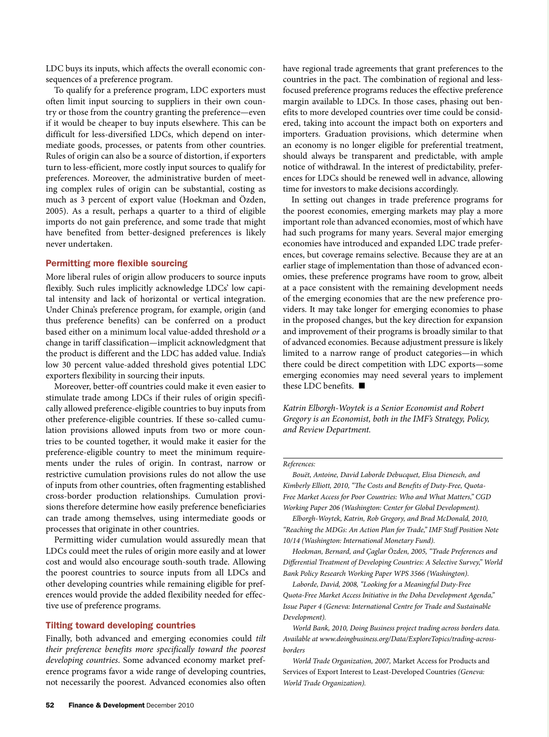LDC buys its inputs, which affects the overall economic consequences of a preference program.

To qualify for a preference program, LDC exporters must often limit input sourcing to suppliers in their own country or those from the country granting the preference—even if it would be cheaper to buy inputs elsewhere. This can be difficult for less-diversified LDCs, which depend on intermediate goods, processes, or patents from other countries. Rules of origin can also be a source of distortion, if exporters turn to less-efficient, more costly input sources to qualify for preferences. Moreover, the administrative burden of meeting complex rules of origin can be substantial, costing as much as 3 percent of export value (Hoekman and Özden, 2005). As a result, perhaps a quarter to a third of eligible imports do not gain preference, and some trade that might have benefited from better-designed preferences is likely never undertaken.

### Permitting more flexible sourcing

More liberal rules of origin allow producers to source inputs flexibly. Such rules implicitly acknowledge LDCs' low capital intensity and lack of horizontal or vertical integration. Under China's preference program, for example, origin (and thus preference benefits) can be conferred on a product based either on a minimum local value-added threshold *or* a change in tariff classification—implicit acknowledgment that the product is different and the LDC has added value. India's low 30 percent value-added threshold gives potential LDC exporters flexibility in sourcing their inputs.

Moreover, better-off countries could make it even easier to stimulate trade among LDCs if their rules of origin specifically allowed preference-eligible countries to buy inputs from other preference-eligible countries. If these so-called cumulation provisions allowed inputs from two or more countries to be counted together, it would make it easier for the preference-eligible country to meet the minimum requirements under the rules of origin. In contrast, narrow or restrictive cumulation provisions rules do not allow the use of inputs from other countries, often fragmenting established cross-border production relationships. Cumulation provisions therefore determine how easily preference beneficiaries can trade among themselves, using intermediate goods or processes that originate in other countries.

Permitting wider cumulation would assuredly mean that LDCs could meet the rules of origin more easily and at lower cost and would also encourage south-south trade. Allowing the poorest countries to source inputs from all LDCs and other developing countries while remaining eligible for preferences would provide the added flexibility needed for effective use of preference programs.

### Tilting toward developing countries

Finally, both advanced and emerging economies could *tilt their preference benefits more specifically toward the poorest developing countries*. Some advanced economy market preference programs favor a wide range of developing countries, not necessarily the poorest. Advanced economies also often have regional trade agreements that grant preferences to the countries in the pact. The combination of regional and less-focused preference programs reduces the effective preference margin available to LDCs. In those cases, phasing out benefits to more developed countries over time could be considered, taking into account the impact both on exporters and importers. Graduation provisions, which determine when an economy is no longer eligible for preferential treatment, should always be transparent and predictable, with ample notice of withdrawal. In the interest of predictability, preferences for LDCs should be renewed well in advance, allowing time for investors to make decisions accordingly.

In setting out changes in trade preference programs for the poorest economies, emerging markets may play a more important role than advanced economies, most of which have had such programs for many years. Several major emerging economies have introduced and expanded LDC trade preferences, but coverage remains selective. Because they are at an earlier stage of implementation than those of advanced economies, these preference programs have room to grow, albeit at a pace consistent with the remaining development needs of the emerging economies that are the new preference providers. It may take longer for emerging economies to phase in the proposed changes, but the key direction for expansion and improvement of their programs is broadly similar to that of advanced economies. Because adjustment pressure is likely limited to a narrow range of product categories—in which there could be direct competition with LDC exports—some emerging economies may need several years to implement these LDC benefits. ■

*Katrin Elborgh-Woytek is a Senior Economist and Robert Gregory is an Economist, both in the IMF's Strategy, Policy, and Review Department.*

*References:*

*Bouët, Antoine, David Laborde Debucquet, Elisa Dienesch, and Kimberly Elliott, 2010, "The Costs and Benefits of Duty-Free, Quota-Free Market Access for Poor Countries: Who and What Matters," CGD Working Paper 206 (Washington: Center for Global Development).*

*Elborgh-Woytek, Katrin, Rob Gregory, and Brad McDonald, 2010, "Reaching the MDGs: An Action Plan for Trade," IMF Staff Position Note 10/14 (Washington: International Monetary Fund).*

*Hoekman, Bernard, and Çaglar Özden, 2005, "Trade Preferences and Differential Treatment of Developing Countries: A Selective Survey," World Bank Policy Research Working Paper WPS 3566 (Washington).*

*Laborde, David, 2008, "Looking for a Meaningful Duty-Free Quota-Free Market Access Initiative in the Doha Development Agenda," Issue Paper 4 (Geneva: International Centre for Trade and Sustainable Development).*

*World Bank, 2010, Doing Business project trading across borders data. Available at www.doingbusiness.org/Data/ExploreTopics/trading-across-borders*

*World Trade Organization, 2007,* Market Access for Products and Services of Export Interest to Least-Developed Countries *(Geneva: World Trade Organization).*